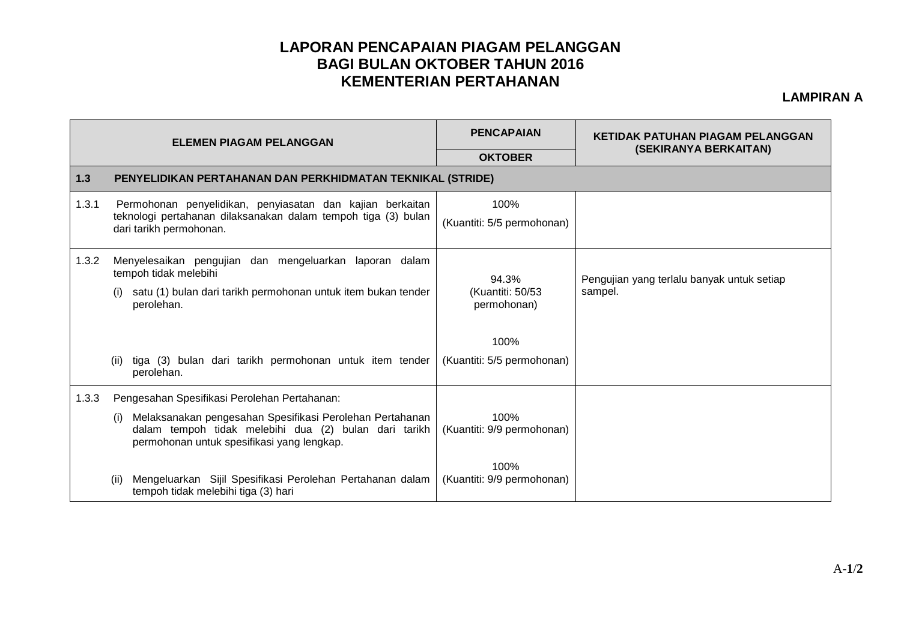# LAPORAN PENCAPAIAN PIAGAM PELANGGAN
# BAGI BULAN OKTOBER TAHUN 2016
# KEMENTERIAN PERTAHANAN

**LAMPIRAN A**

| ELEMEN PIAGAM PELANGGAN | | PENCAPAIAN | KETIDAK PATUHAN PIAGAM PELANGGAN (SEKIRANYA BERKAITAN) |
|---|---|---|---|
| | | OKTOBER | |
| **1.3** | **PENYELIDIKAN PERTAHANAN DAN PERKHIDMATAN TEKNIKAL (STRIDE)** | | |
| 1.3.1 | Permohonan penyelidikan, penyiasatan dan kajian berkaitan teknologi pertahanan dilaksanakan dalam tempoh tiga (3) bulan dari tarikh permohonan. | 100% (Kuantiti: 5/5 permohonan) | |
| 1.3.2 | Menyelesaikan pengujian dan mengeluarkan laporan dalam tempoh tidak melebihi | | |
| | (i) satu (1) bulan dari tarikh permohonan untuk item bukan tender perolehan. | 94.3% (Kuantiti: 50/53 permohonan) | Pengujian yang terlalu banyak untuk setiap sampel. |
| | (ii) tiga (3) bulan dari tarikh permohonan untuk item tender perolehan. | 100% (Kuantiti: 5/5 permohonan) | |
| 1.3.3 | Pengesahan Spesifikasi Perolehan Pertahanan: | | |
| | (i) Melaksanakan pengesahan Spesifikasi Perolehan Pertahanan dalam tempoh tidak melebihi dua (2) bulan dari tarikh permohonan untuk spesifikasi yang lengkap. | 100% (Kuantiti: 9/9 permohonan) | |
| | (ii) Mengeluarkan Sijil Spesifikasi Perolehan Pertahanan dalam tempoh tidak melebihi tiga (3) hari | 100% (Kuantiti: 9/9 permohonan) | |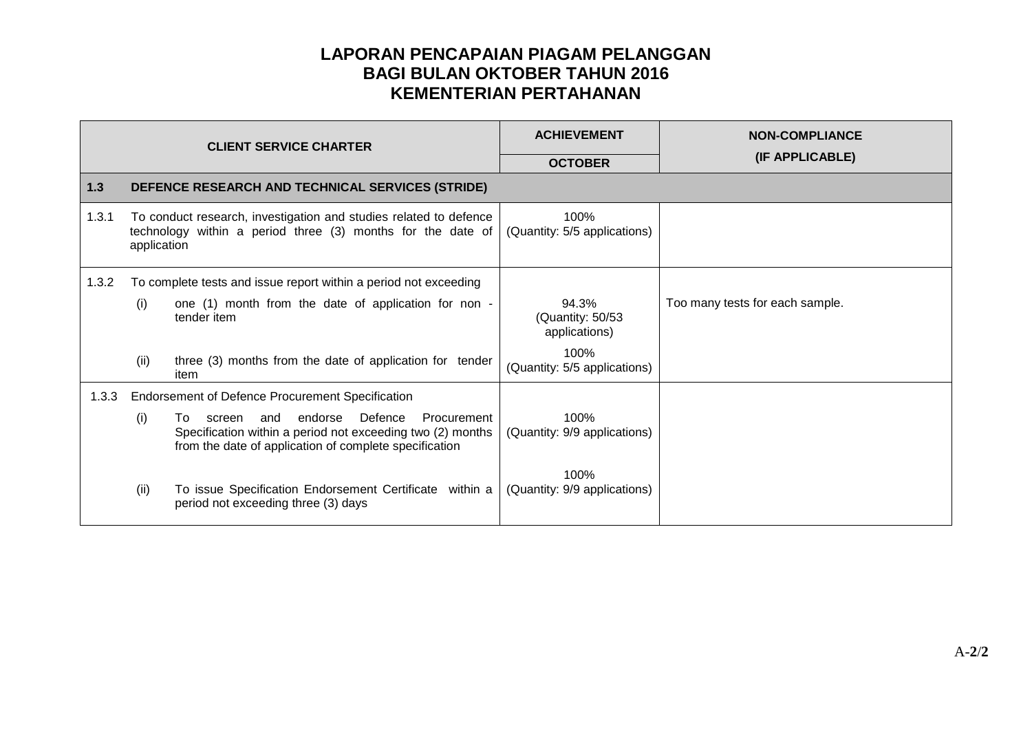# LAPORAN PENCAPAIAN PIAGAM PELANGGAN
# BAGI BULAN OKTOBER TAHUN 2016
# KEMENTERIAN PERTAHANAN

| CLIENT SERVICE CHARTER | | | ACHIEVEMENT | NON-COMPLIANCE (IF APPLICABLE) |
|---|---|---|---|---|
| | | | OCTOBER | |
| **1.3** | **DEFENCE RESEARCH AND TECHNICAL SERVICES (STRIDE)** | | | |
| 1.3.1 | To conduct research, investigation and studies related to defence technology within a period three (3) months for the date of application | | 100% (Quantity: 5/5 applications) | |
| 1.3.2 | To complete tests and issue report within a period not exceeding | | | |
| | (i) | one (1) month from the date of application for non - tender item | 94.3% (Quantity: 50/53 applications) | Too many tests for each sample. |
| | (ii) | three (3) months from the date of application for tender item | 100% (Quantity: 5/5 applications) | |
| 1.3.3 | Endorsement of Defence Procurement Specification | | | |
| | (i) | To screen and endorse Defence Procurement Specification within a period not exceeding two (2) months from the date of application of complete specification | 100% (Quantity: 9/9 applications) | |
| | (ii) | To issue Specification Endorsement Certificate within a period not exceeding three (3) days | 100% (Quantity: 9/9 applications) | |